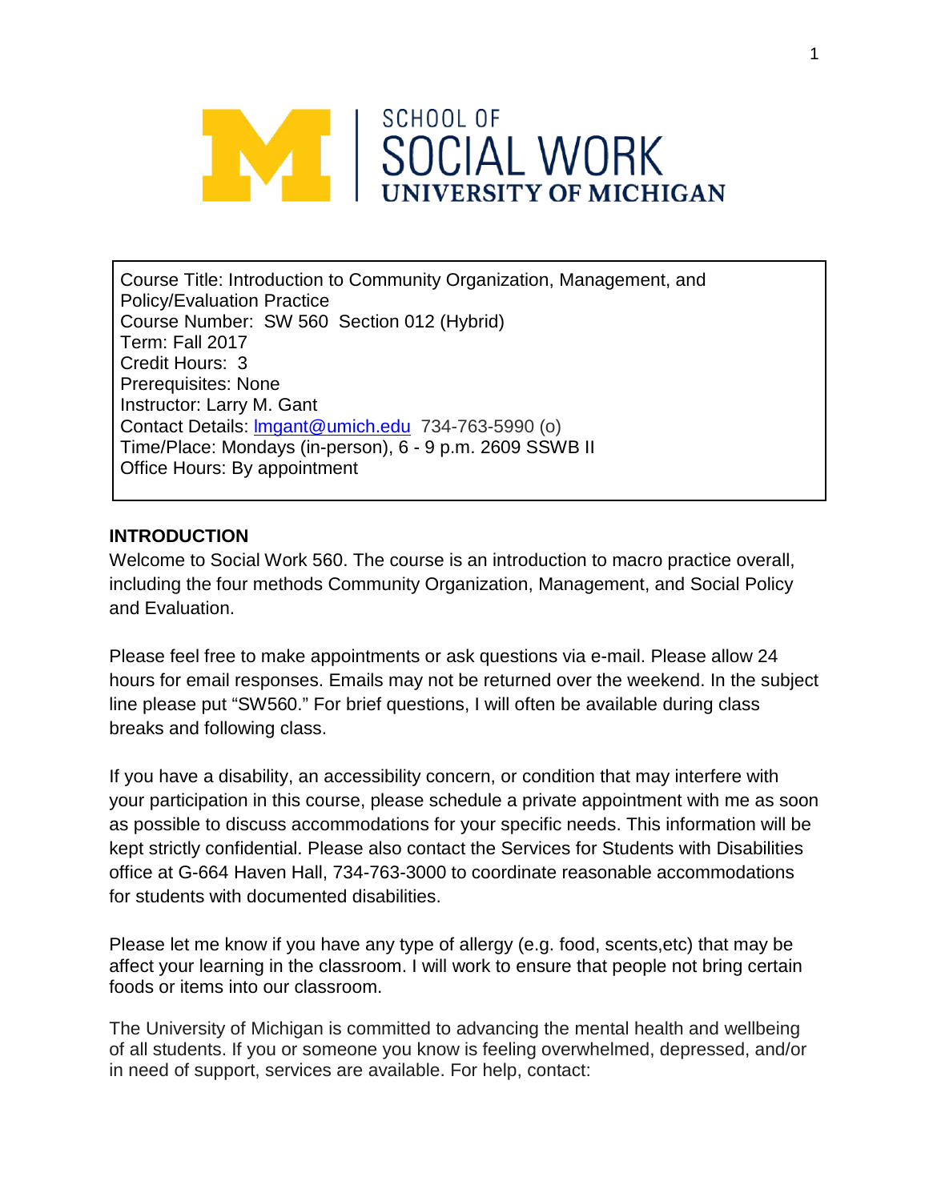SCHOOL OF
SOCIAL WORK
UNIVERSITY OF MICHIGAN

Course Title: Introduction to Community Organization, Management, and Policy/Evaluation Practice
Course Number: SW 560 Section 012 (Hybrid)
Term: Fall 2017
Credit Hours: 3
Prerequisites: None
Instructor: Larry M. Gant
Contact Details: lmgant@umich.edu 734-763-5990 (o)
Time/Place: Mondays (in-person), 6 - 9 p.m. 2609 SSWB II
Office Hours: By appointment

## INTRODUCTION

Welcome to Social Work 560. The course is an introduction to macro practice overall, including the four methods Community Organization, Management, and Social Policy and Evaluation.

Please feel free to make appointments or ask questions via e-mail. Please allow 24 hours for email responses. Emails may not be returned over the weekend. In the subject line please put "SW560." For brief questions, I will often be available during class breaks and following class.

If you have a disability, an accessibility concern, or condition that may interfere with your participation in this course, please schedule a private appointment with me as soon as possible to discuss accommodations for your specific needs. This information will be kept strictly confidential. Please also contact the Services for Students with Disabilities office at G-664 Haven Hall, 734-763-3000 to coordinate reasonable accommodations for students with documented disabilities.

Please let me know if you have any type of allergy (e.g. food, scents,etc) that may be affect your learning in the classroom. I will work to ensure that people not bring certain foods or items into our classroom.

The University of Michigan is committed to advancing the mental health and wellbeing of all students. If you or someone you know is feeling overwhelmed, depressed, and/or in need of support, services are available. For help, contact: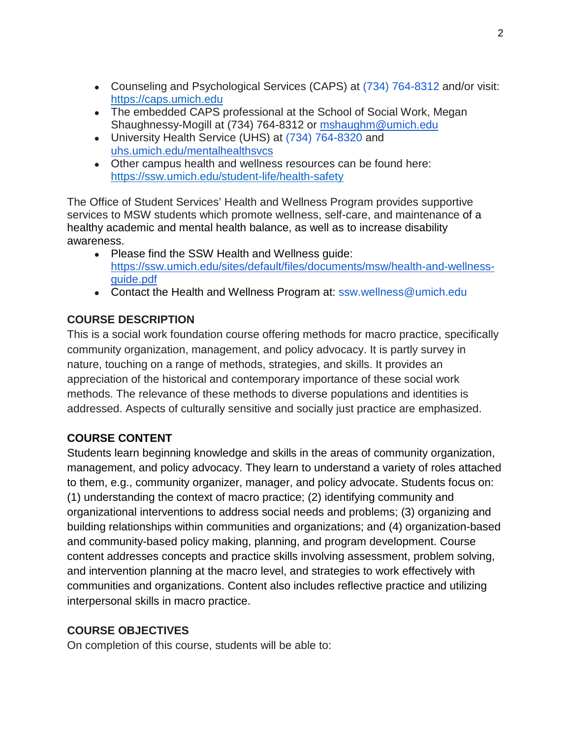- Counseling and Psychological Services (CAPS) at (734) 764-8312 and/or visit: https://caps.umich.edu
- The embedded CAPS professional at the School of Social Work, Megan Shaughnessy-Mogill at (734) 764-8312 or mshaughm@umich.edu
- University Health Service (UHS) at (734) 764-8320 and uhs.umich.edu/mentalhealthsvcs
- Other campus health and wellness resources can be found here: https://ssw.umich.edu/student-life/health-safety

The Office of Student Services' Health and Wellness Program provides supportive services to MSW students which promote wellness, self-care, and maintenance of a healthy academic and mental health balance, as well as to increase disability awareness.

- Please find the SSW Health and Wellness guide: https://ssw.umich.edu/sites/default/files/documents/msw/health-and-wellness-guide.pdf
- Contact the Health and Wellness Program at: ssw.wellness@umich.edu

**COURSE DESCRIPTION**

This is a social work foundation course offering methods for macro practice, specifically community organization, management, and policy advocacy. It is partly survey in nature, touching on a range of methods, strategies, and skills. It provides an appreciation of the historical and contemporary importance of these social work methods. The relevance of these methods to diverse populations and identities is addressed. Aspects of culturally sensitive and socially just practice are emphasized.

**COURSE CONTENT**

Students learn beginning knowledge and skills in the areas of community organization, management, and policy advocacy. They learn to understand a variety of roles attached to them, e.g., community organizer, manager, and policy advocate. Students focus on: (1) understanding the context of macro practice; (2) identifying community and organizational interventions to address social needs and problems; (3) organizing and building relationships within communities and organizations; and (4) organization-based and community-based policy making, planning, and program development. Course content addresses concepts and practice skills involving assessment, problem solving, and intervention planning at the macro level, and strategies to work effectively with communities and organizations. Content also includes reflective practice and utilizing interpersonal skills in macro practice.

**COURSE OBJECTIVES**

On completion of this course, students will be able to: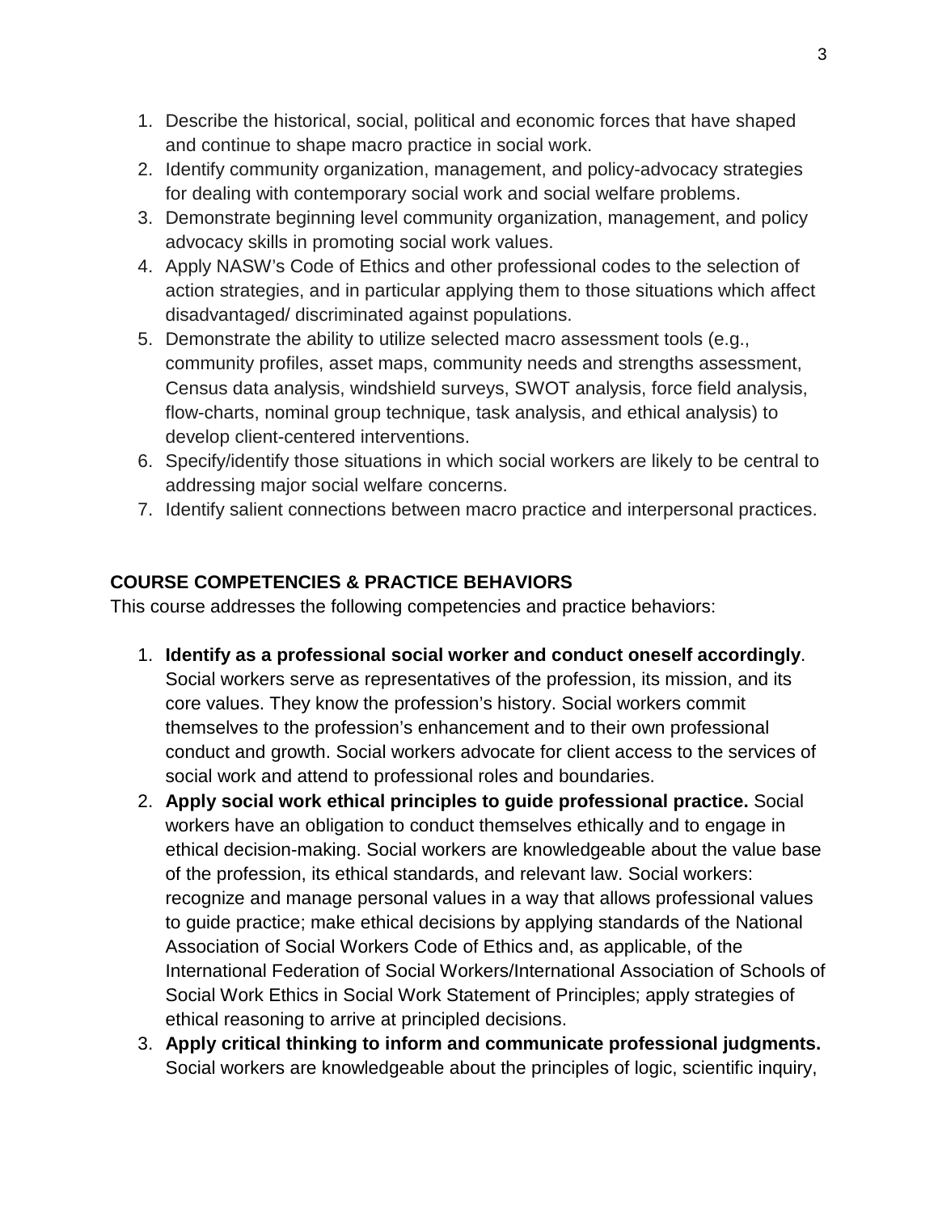1. Describe the historical, social, political and economic forces that have shaped and continue to shape macro practice in social work.
2. Identify community organization, management, and policy-advocacy strategies for dealing with contemporary social work and social welfare problems.
3. Demonstrate beginning level community organization, management, and policy advocacy skills in promoting social work values.
4. Apply NASW's Code of Ethics and other professional codes to the selection of action strategies, and in particular applying them to those situations which affect disadvantaged/ discriminated against populations.
5. Demonstrate the ability to utilize selected macro assessment tools (e.g., community profiles, asset maps, community needs and strengths assessment, Census data analysis, windshield surveys, SWOT analysis, force field analysis, flow-charts, nominal group technique, task analysis, and ethical analysis) to develop client-centered interventions.
6. Specify/identify those situations in which social workers are likely to be central to addressing major social welfare concerns.
7. Identify salient connections between macro practice and interpersonal practices.

## COURSE COMPETENCIES & PRACTICE BEHAVIORS

This course addresses the following competencies and practice behaviors:

1. **Identify as a professional social worker and conduct oneself accordingly**. Social workers serve as representatives of the profession, its mission, and its core values. They know the profession's history. Social workers commit themselves to the profession's enhancement and to their own professional conduct and growth. Social workers advocate for client access to the services of social work and attend to professional roles and boundaries.
2. **Apply social work ethical principles to guide professional practice.** Social workers have an obligation to conduct themselves ethically and to engage in ethical decision-making. Social workers are knowledgeable about the value base of the profession, its ethical standards, and relevant law. Social workers: recognize and manage personal values in a way that allows professional values to guide practice; make ethical decisions by applying standards of the National Association of Social Workers Code of Ethics and, as applicable, of the International Federation of Social Workers/International Association of Schools of Social Work Ethics in Social Work Statement of Principles; apply strategies of ethical reasoning to arrive at principled decisions.
3. **Apply critical thinking to inform and communicate professional judgments.** Social workers are knowledgeable about the principles of logic, scientific inquiry,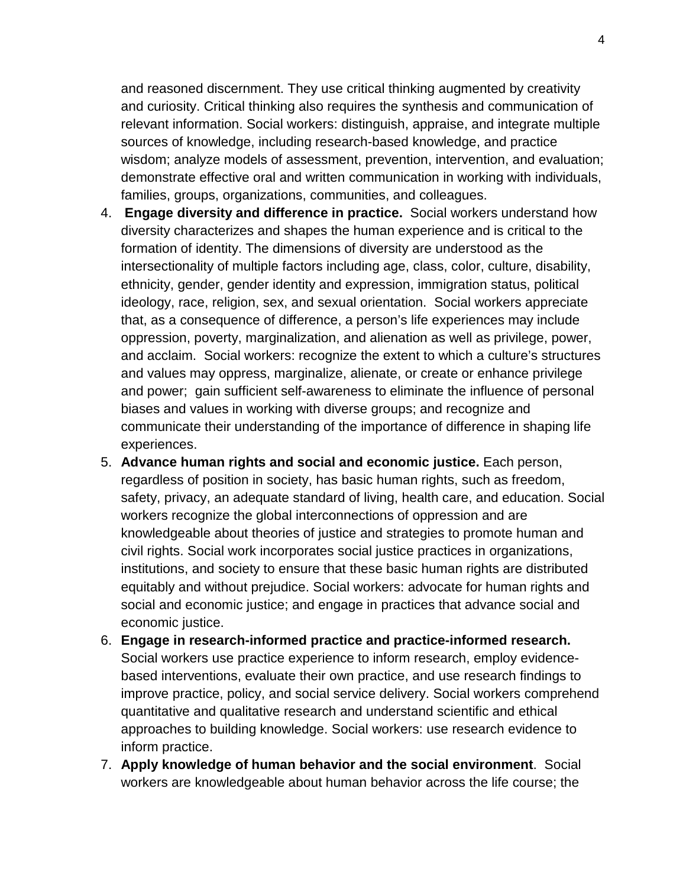and reasoned discernment. They use critical thinking augmented by creativity and curiosity. Critical thinking also requires the synthesis and communication of relevant information. Social workers: distinguish, appraise, and integrate multiple sources of knowledge, including research-based knowledge, and practice wisdom; analyze models of assessment, prevention, intervention, and evaluation; demonstrate effective oral and written communication in working with individuals, families, groups, organizations, communities, and colleagues.

4. **Engage diversity and difference in practice.** Social workers understand how diversity characterizes and shapes the human experience and is critical to the formation of identity. The dimensions of diversity are understood as the intersectionality of multiple factors including age, class, color, culture, disability, ethnicity, gender, gender identity and expression, immigration status, political ideology, race, religion, sex, and sexual orientation. Social workers appreciate that, as a consequence of difference, a person's life experiences may include oppression, poverty, marginalization, and alienation as well as privilege, power, and acclaim. Social workers: recognize the extent to which a culture's structures and values may oppress, marginalize, alienate, or create or enhance privilege and power; gain sufficient self-awareness to eliminate the influence of personal biases and values in working with diverse groups; and recognize and communicate their understanding of the importance of difference in shaping life experiences.
5. **Advance human rights and social and economic justice.** Each person, regardless of position in society, has basic human rights, such as freedom, safety, privacy, an adequate standard of living, health care, and education. Social workers recognize the global interconnections of oppression and are knowledgeable about theories of justice and strategies to promote human and civil rights. Social work incorporates social justice practices in organizations, institutions, and society to ensure that these basic human rights are distributed equitably and without prejudice. Social workers: advocate for human rights and social and economic justice; and engage in practices that advance social and economic justice.
6. **Engage in research-informed practice and practice-informed research.** Social workers use practice experience to inform research, employ evidence-based interventions, evaluate their own practice, and use research findings to improve practice, policy, and social service delivery. Social workers comprehend quantitative and qualitative research and understand scientific and ethical approaches to building knowledge. Social workers: use research evidence to inform practice.
7. **Apply knowledge of human behavior and the social environment**. Social workers are knowledgeable about human behavior across the life course; the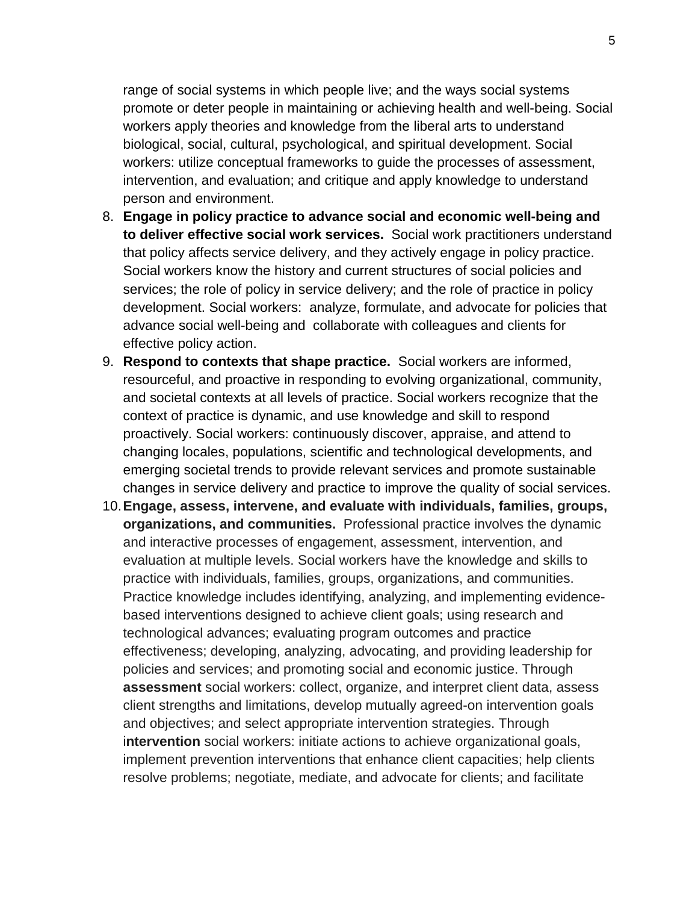range of social systems in which people live; and the ways social systems promote or deter people in maintaining or achieving health and well-being. Social workers apply theories and knowledge from the liberal arts to understand biological, social, cultural, psychological, and spiritual development. Social workers: utilize conceptual frameworks to guide the processes of assessment, intervention, and evaluation; and critique and apply knowledge to understand person and environment.

8. **Engage in policy practice to advance social and economic well-being and to deliver effective social work services.** Social work practitioners understand that policy affects service delivery, and they actively engage in policy practice. Social workers know the history and current structures of social policies and services; the role of policy in service delivery; and the role of practice in policy development. Social workers: analyze, formulate, and advocate for policies that advance social well-being and collaborate with colleagues and clients for effective policy action.
9. **Respond to contexts that shape practice.** Social workers are informed, resourceful, and proactive in responding to evolving organizational, community, and societal contexts at all levels of practice. Social workers recognize that the context of practice is dynamic, and use knowledge and skill to respond proactively. Social workers: continuously discover, appraise, and attend to changing locales, populations, scientific and technological developments, and emerging societal trends to provide relevant services and promote sustainable changes in service delivery and practice to improve the quality of social services.
10. **Engage, assess, intervene, and evaluate with individuals, families, groups, organizations, and communities.** Professional practice involves the dynamic and interactive processes of engagement, assessment, intervention, and evaluation at multiple levels. Social workers have the knowledge and skills to practice with individuals, families, groups, organizations, and communities. Practice knowledge includes identifying, analyzing, and implementing evidence-based interventions designed to achieve client goals; using research and technological advances; evaluating program outcomes and practice effectiveness; developing, analyzing, advocating, and providing leadership for policies and services; and promoting social and economic justice. Through **assessment** social workers: collect, organize, and interpret client data, assess client strengths and limitations, develop mutually agreed-on intervention goals and objectives; and select appropriate intervention strategies. Through i**ntervention** social workers: initiate actions to achieve organizational goals, implement prevention interventions that enhance client capacities; help clients resolve problems; negotiate, mediate, and advocate for clients; and facilitate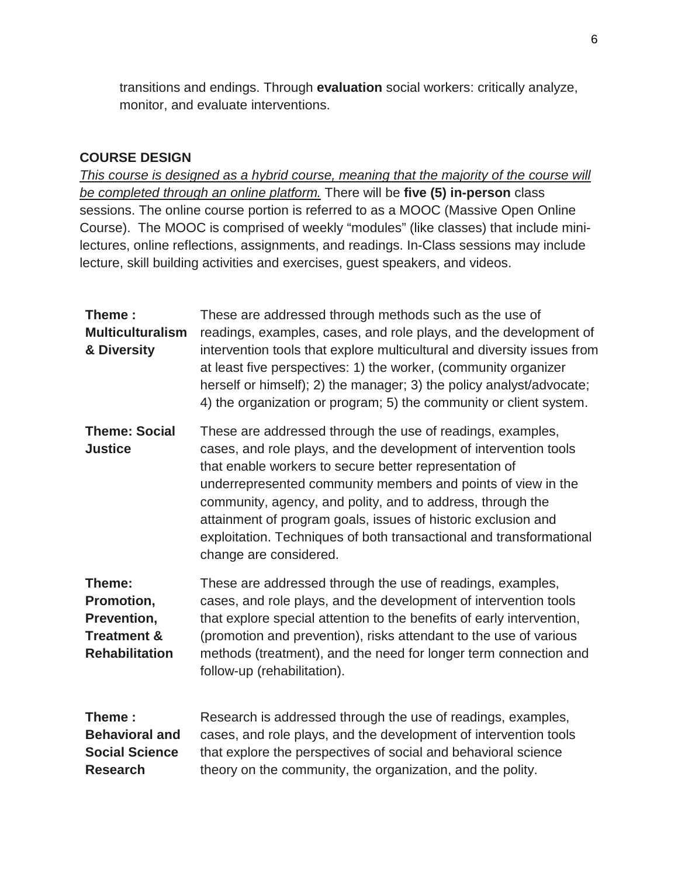transitions and endings. Through **evaluation** social workers: critically analyze, monitor, and evaluate interventions.

## COURSE DESIGN

*This course is designed as a hybrid course, meaning that the majority of the course will be completed through an online platform.* There will be **five (5) in-person** class sessions. The online course portion is referred to as a MOOC (Massive Open Online Course). The MOOC is comprised of weekly "modules" (like classes) that include mini-lectures, online reflections, assignments, and readings. In-Class sessions may include lecture, skill building activities and exercises, guest speakers, and videos.

| | |
|---|---|
| **Theme : Multiculturalism & Diversity** | These are addressed through methods such as the use of readings, examples, cases, and role plays, and the development of intervention tools that explore multicultural and diversity issues from at least five perspectives: 1) the worker, (community organizer herself or himself); 2) the manager; 3) the policy analyst/advocate; 4) the organization or program; 5) the community or client system. |
| **Theme: Social Justice** | These are addressed through the use of readings, examples, cases, and role plays, and the development of intervention tools that enable workers to secure better representation of underrepresented community members and points of view in the community, agency, and polity, and to address, through the attainment of program goals, issues of historic exclusion and exploitation. Techniques of both transactional and transformational change are considered. |
| **Theme: Promotion, Prevention, Treatment & Rehabilitation** | These are addressed through the use of readings, examples, cases, and role plays, and the development of intervention tools that explore special attention to the benefits of early intervention, (promotion and prevention), risks attendant to the use of various methods (treatment), and the need for longer term connection and follow-up (rehabilitation). |
| **Theme : Behavioral and Social Science Research** | Research is addressed through the use of readings, examples, cases, and role plays, and the development of intervention tools that explore the perspectives of social and behavioral science theory on the community, the organization, and the polity. |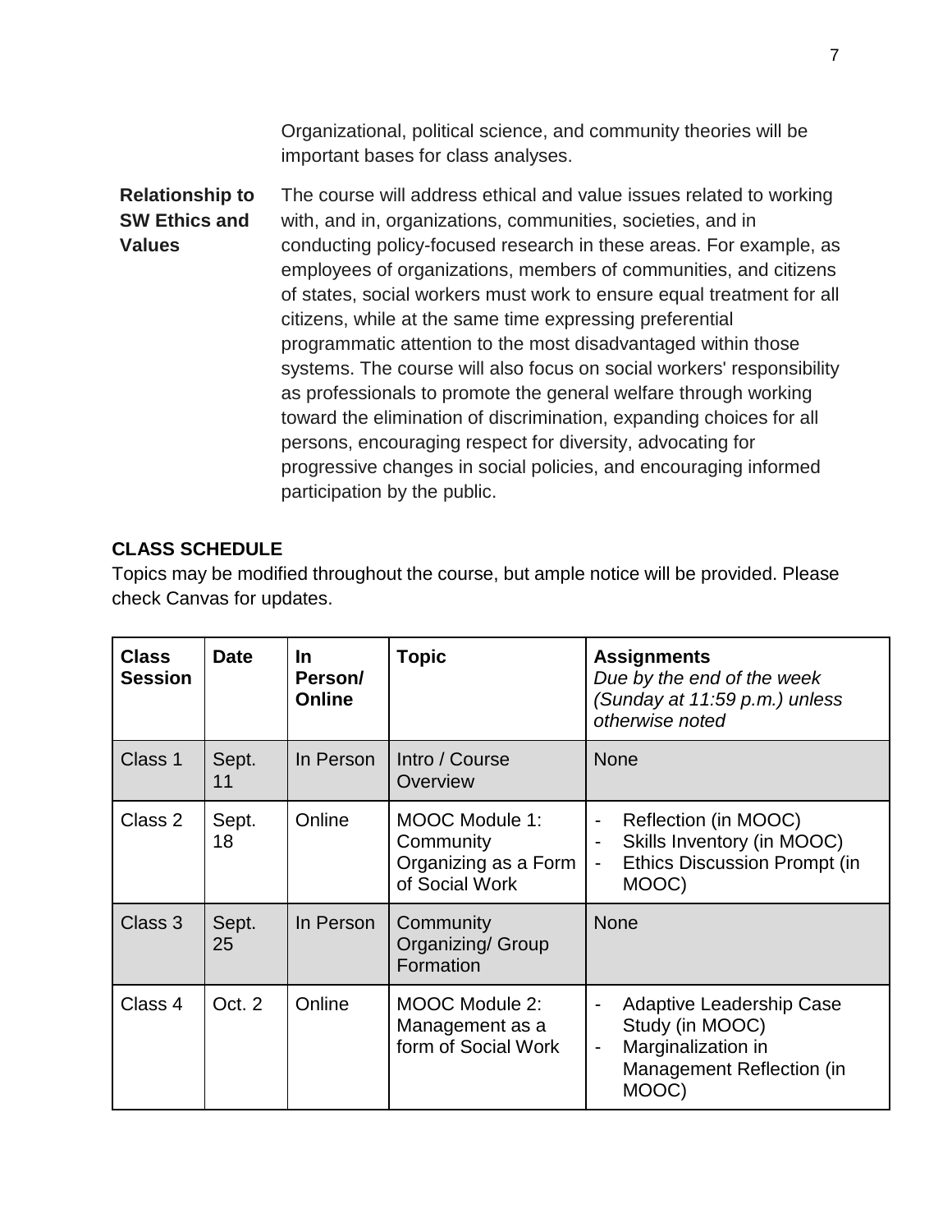Organizational, political science, and community theories will be important bases for class analyses.

**Relationship to SW Ethics and Values**

The course will address ethical and value issues related to working with, and in, organizations, communities, societies, and in conducting policy-focused research in these areas. For example, as employees of organizations, members of communities, and citizens of states, social workers must work to ensure equal treatment for all citizens, while at the same time expressing preferential programmatic attention to the most disadvantaged within those systems. The course will also focus on social workers' responsibility as professionals to promote the general welfare through working toward the elimination of discrimination, expanding choices for all persons, encouraging respect for diversity, advocating for progressive changes in social policies, and encouraging informed participation by the public.

## CLASS SCHEDULE

Topics may be modified throughout the course, but ample notice will be provided. Please check Canvas for updates.

| Class Session | Date | In Person/ Online | Topic | Assignments *Due by the end of the week (Sunday at 11:59 p.m.) unless otherwise noted* |
|---|---|---|---|---|
| Class 1 | Sept. 11 | In Person | Intro / Course Overview | None |
| Class 2 | Sept. 18 | Online | MOOC Module 1: Community Organizing as a Form of Social Work | - Reflection (in MOOC)<br>- Skills Inventory (in MOOC)<br>- Ethics Discussion Prompt (in MOOC) |
| Class 3 | Sept. 25 | In Person | Community Organizing/ Group Formation | None |
| Class 4 | Oct. 2 | Online | MOOC Module 2: Management as a form of Social Work | - Adaptive Leadership Case Study (in MOOC)<br>- Marginalization in Management Reflection (in MOOC) |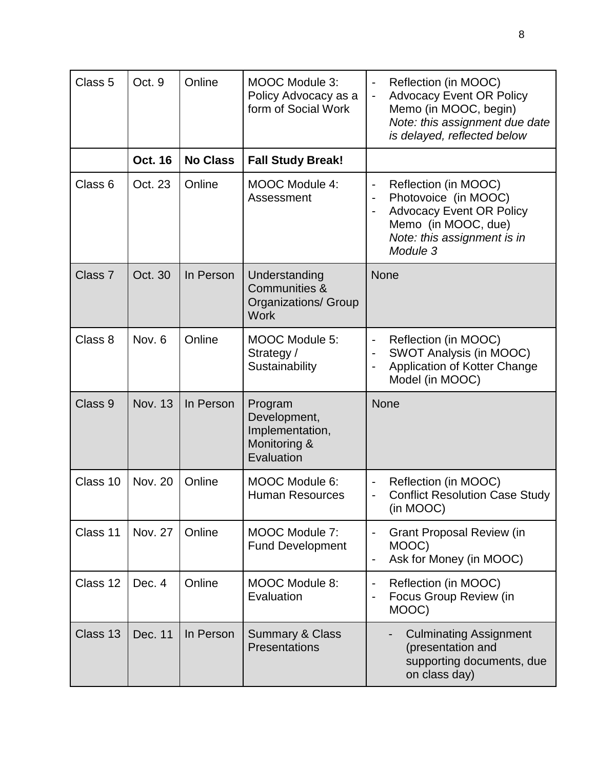| | | | | |
|---|---|---|---|---|
| Class 5 | Oct. 9 | Online | MOOC Module 3: Policy Advocacy as a form of Social Work | - Reflection (in MOOC)<br>- Advocacy Event OR Policy Memo (in MOOC, begin) *Note: this assignment due date is delayed, reflected below* |
| | **Oct. 16** | **No Class** | **Fall Study Break!** | |
| Class 6 | Oct. 23 | Online | MOOC Module 4: Assessment | - Reflection (in MOOC)<br>- Photovoice (in MOOC)<br>- Advocacy Event OR Policy Memo (in MOOC, due) *Note: this assignment is in Module 3* |
| Class 7 | Oct. 30 | In Person | Understanding Communities & Organizations/ Group Work | None |
| Class 8 | Nov. 6 | Online | MOOC Module 5: Strategy / Sustainability | - Reflection (in MOOC)<br>- SWOT Analysis (in MOOC)<br>- Application of Kotter Change Model (in MOOC) |
| Class 9 | Nov. 13 | In Person | Program Development, Implementation, Monitoring & Evaluation | None |
| Class 10 | Nov. 20 | Online | MOOC Module 6: Human Resources | - Reflection (in MOOC)<br>- Conflict Resolution Case Study (in MOOC) |
| Class 11 | Nov. 27 | Online | MOOC Module 7: Fund Development | - Grant Proposal Review (in MOOC)<br>- Ask for Money (in MOOC) |
| Class 12 | Dec. 4 | Online | MOOC Module 8: Evaluation | - Reflection (in MOOC)<br>- Focus Group Review (in MOOC) |
| Class 13 | Dec. 11 | In Person | Summary & Class Presentations | - Culminating Assignment (presentation and supporting documents, due on class day) |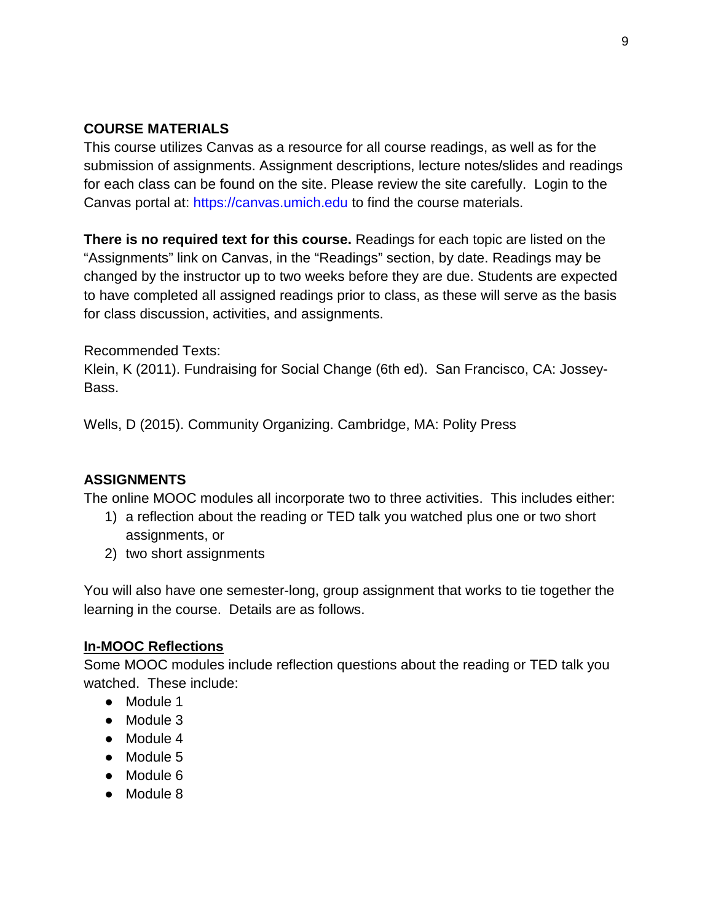## COURSE MATERIALS

This course utilizes Canvas as a resource for all course readings, as well as for the submission of assignments. Assignment descriptions, lecture notes/slides and readings for each class can be found on the site. Please review the site carefully. Login to the Canvas portal at: https://canvas.umich.edu to find the course materials.

**There is no required text for this course.** Readings for each topic are listed on the "Assignments" link on Canvas, in the "Readings" section, by date. Readings may be changed by the instructor up to two weeks before they are due. Students are expected to have completed all assigned readings prior to class, as these will serve as the basis for class discussion, activities, and assignments.

Recommended Texts:
Klein, K (2011). Fundraising for Social Change (6th ed). San Francisco, CA: Jossey-Bass.

Wells, D (2015). Community Organizing. Cambridge, MA: Polity Press

## ASSIGNMENTS

The online MOOC modules all incorporate two to three activities. This includes either:

1) a reflection about the reading or TED talk you watched plus one or two short assignments, or
2) two short assignments

You will also have one semester-long, group assignment that works to tie together the learning in the course. Details are as follows.

### In-MOOC Reflections

Some MOOC modules include reflection questions about the reading or TED talk you watched. These include:

- Module 1
- Module 3
- Module 4
- Module 5
- Module 6
- Module 8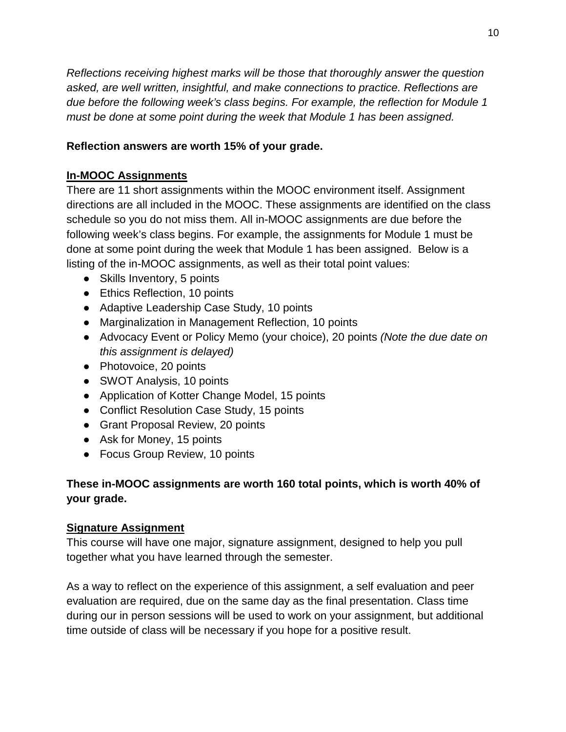*Reflections receiving highest marks will be those that thoroughly answer the question asked, are well written, insightful, and make connections to practice. Reflections are due before the following week's class begins. For example, the reflection for Module 1 must be done at some point during the week that Module 1 has been assigned.*

**Reflection answers are worth 15% of your grade.**

## In-MOOC Assignments

There are 11 short assignments within the MOOC environment itself. Assignment directions are all included in the MOOC. These assignments are identified on the class schedule so you do not miss them. All in-MOOC assignments are due before the following week's class begins. For example, the assignments for Module 1 must be done at some point during the week that Module 1 has been assigned. Below is a listing of the in-MOOC assignments, as well as their total point values:

- Skills Inventory, 5 points
- Ethics Reflection, 10 points
- Adaptive Leadership Case Study, 10 points
- Marginalization in Management Reflection, 10 points
- Advocacy Event or Policy Memo (your choice), 20 points *(Note the due date on this assignment is delayed)*
- Photovoice, 20 points
- SWOT Analysis, 10 points
- Application of Kotter Change Model, 15 points
- Conflict Resolution Case Study, 15 points
- Grant Proposal Review, 20 points
- Ask for Money, 15 points
- Focus Group Review, 10 points

**These in-MOOC assignments are worth 160 total points, which is worth 40% of your grade.**

## Signature Assignment

This course will have one major, signature assignment, designed to help you pull together what you have learned through the semester.

As a way to reflect on the experience of this assignment, a self evaluation and peer evaluation are required, due on the same day as the final presentation. Class time during our in person sessions will be used to work on your assignment, but additional time outside of class will be necessary if you hope for a positive result.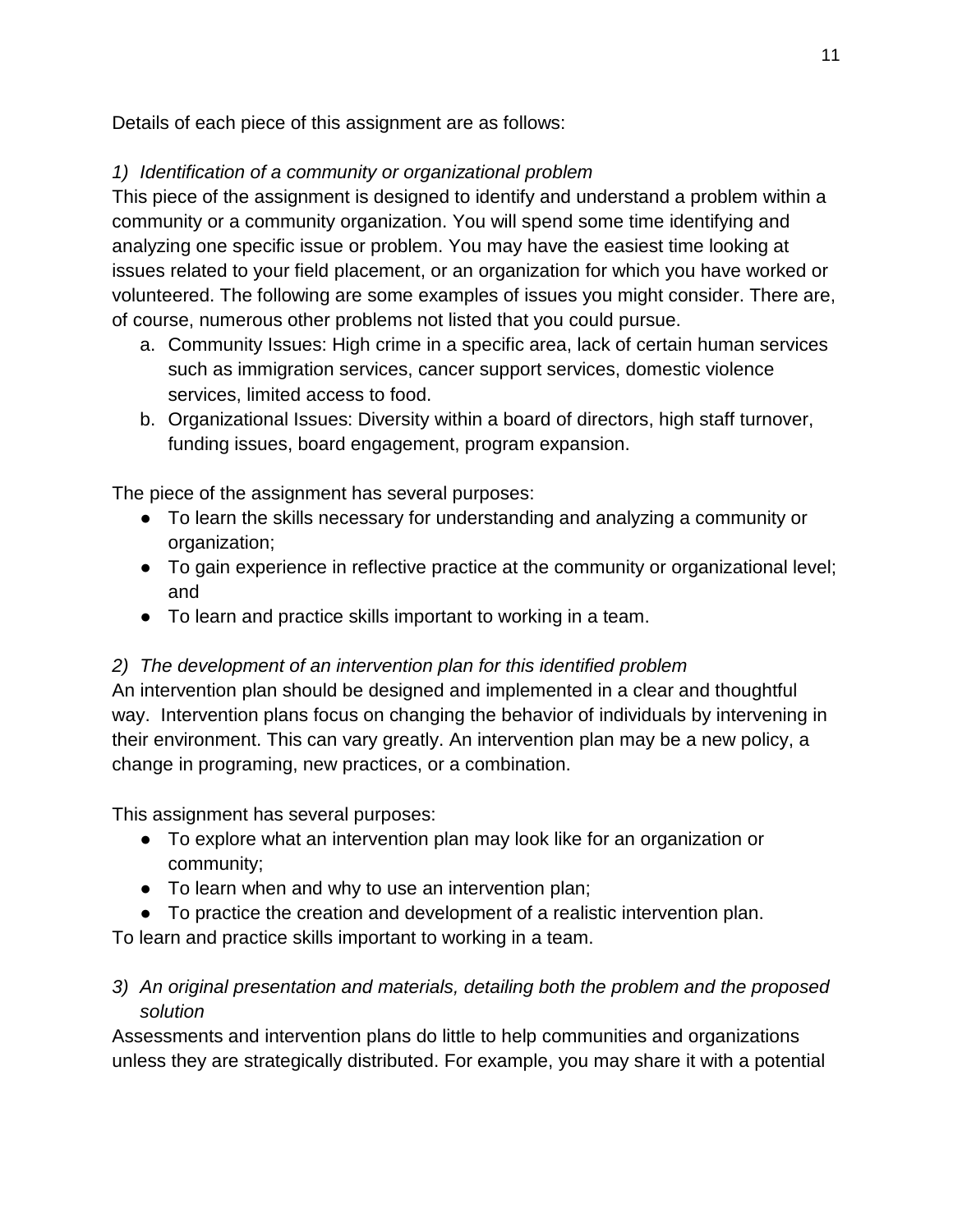Details of each piece of this assignment are as follows:

1) *Identification of a community or organizational problem*

This piece of the assignment is designed to identify and understand a problem within a community or a community organization. You will spend some time identifying and analyzing one specific issue or problem. You may have the easiest time looking at issues related to your field placement, or an organization for which you have worked or volunteered. The following are some examples of issues you might consider. There are, of course, numerous other problems not listed that you could pursue.

a. Community Issues: High crime in a specific area, lack of certain human services such as immigration services, cancer support services, domestic violence services, limited access to food.
b. Organizational Issues: Diversity within a board of directors, high staff turnover, funding issues, board engagement, program expansion.

The piece of the assignment has several purposes:

- To learn the skills necessary for understanding and analyzing a community or organization;
- To gain experience in reflective practice at the community or organizational level; and
- To learn and practice skills important to working in a team.

2) *The development of an intervention plan for this identified problem*

An intervention plan should be designed and implemented in a clear and thoughtful way. Intervention plans focus on changing the behavior of individuals by intervening in their environment. This can vary greatly. An intervention plan may be a new policy, a change in programing, new practices, or a combination.

This assignment has several purposes:

- To explore what an intervention plan may look like for an organization or community;
- To learn when and why to use an intervention plan;
- To practice the creation and development of a realistic intervention plan.

To learn and practice skills important to working in a team.

3) *An original presentation and materials, detailing both the problem and the proposed solution*

Assessments and intervention plans do little to help communities and organizations unless they are strategically distributed. For example, you may share it with a potential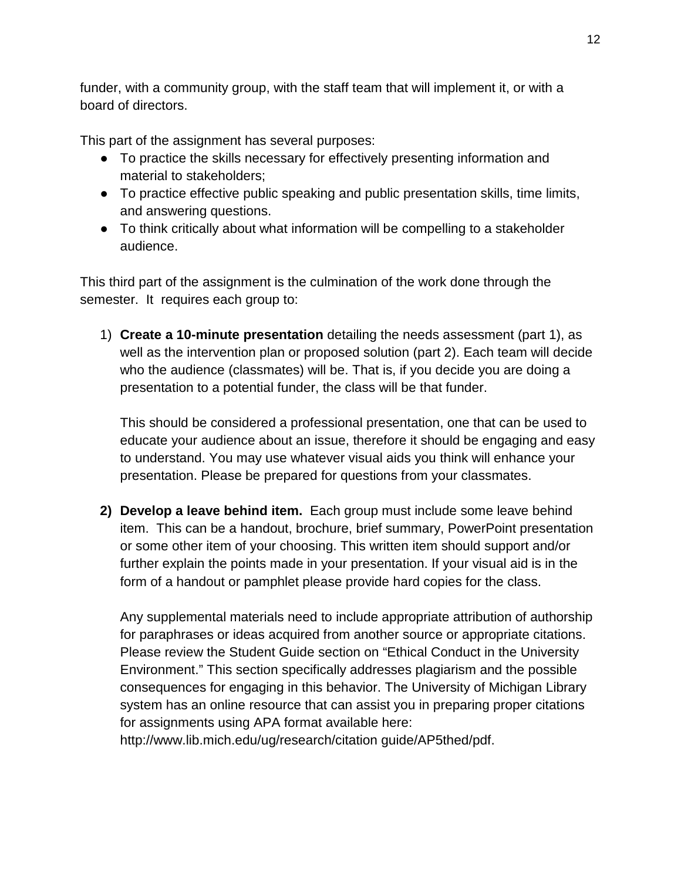funder, with a community group, with the staff team that will implement it, or with a board of directors.

This part of the assignment has several purposes:

- To practice the skills necessary for effectively presenting information and material to stakeholders;
- To practice effective public speaking and public presentation skills, time limits, and answering questions.
- To think critically about what information will be compelling to a stakeholder audience.

This third part of the assignment is the culmination of the work done through the semester. It requires each group to:

1) **Create a 10-minute presentation** detailing the needs assessment (part 1), as well as the intervention plan or proposed solution (part 2). Each team will decide who the audience (classmates) will be. That is, if you decide you are doing a presentation to a potential funder, the class will be that funder.

   This should be considered a professional presentation, one that can be used to educate your audience about an issue, therefore it should be engaging and easy to understand. You may use whatever visual aids you think will enhance your presentation. Please be prepared for questions from your classmates.

2) **Develop a leave behind item.** Each group must include some leave behind item. This can be a handout, brochure, brief summary, PowerPoint presentation or some other item of your choosing. This written item should support and/or further explain the points made in your presentation. If your visual aid is in the form of a handout or pamphlet please provide hard copies for the class.

   Any supplemental materials need to include appropriate attribution of authorship for paraphrases or ideas acquired from another source or appropriate citations. Please review the Student Guide section on "Ethical Conduct in the University Environment." This section specifically addresses plagiarism and the possible consequences for engaging in this behavior. The University of Michigan Library system has an online resource that can assist you in preparing proper citations for assignments using APA format available here: http://www.lib.mich.edu/ug/research/citation guide/AP5thed/pdf.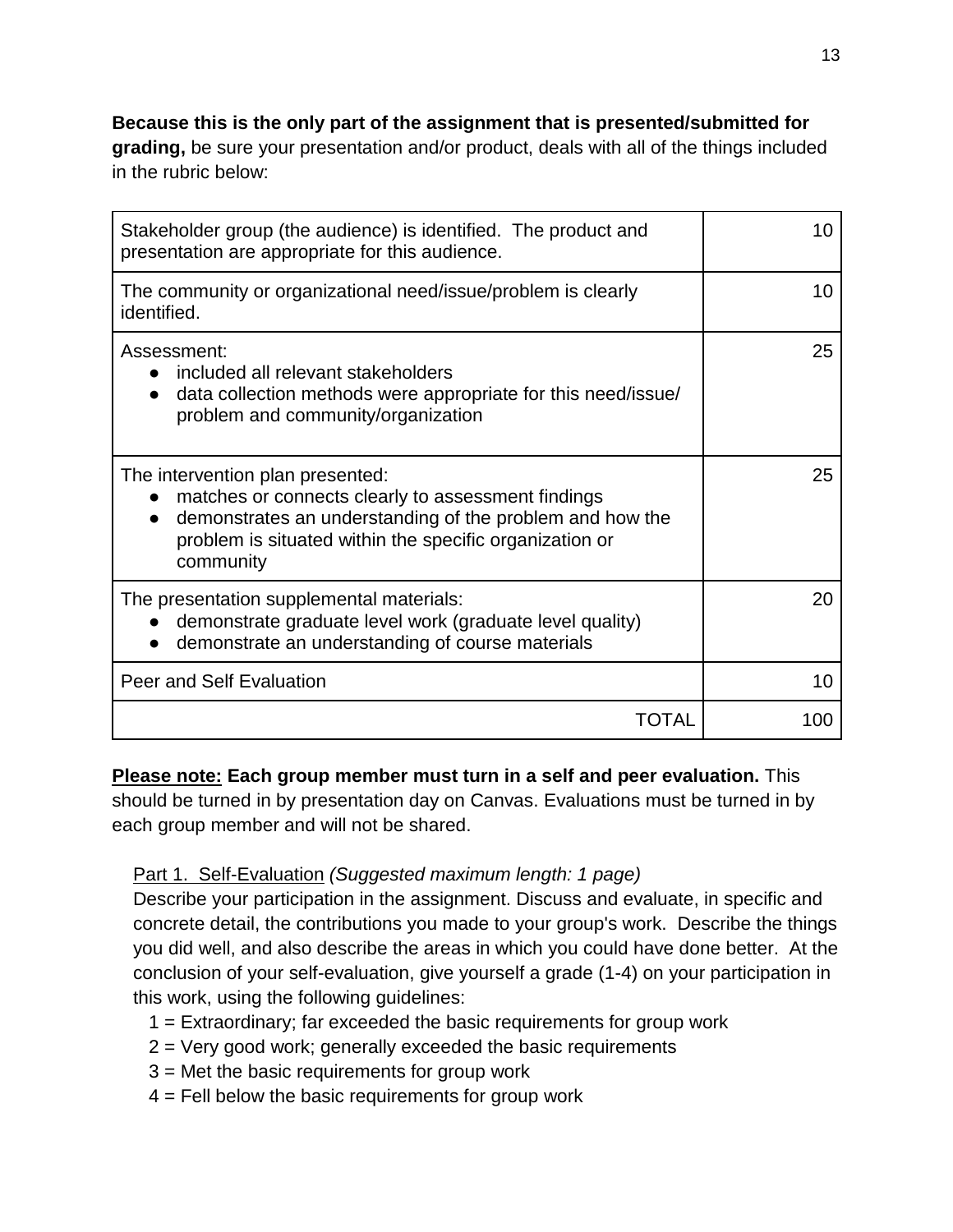**Because this is the only part of the assignment that is presented/submitted for grading,** be sure your presentation and/or product, deals with all of the things included in the rubric below:

| | |
|---|---|
| Stakeholder group (the audience) is identified. The product and presentation are appropriate for this audience. | 10 |
| The community or organizational need/issue/problem is clearly identified. | 10 |
| Assessment:<br>● included all relevant stakeholders<br>● data collection methods were appropriate for this need/issue/ problem and community/organization | 25 |
| The intervention plan presented:<br>● matches or connects clearly to assessment findings<br>● demonstrates an understanding of the problem and how the problem is situated within the specific organization or community | 25 |
| The presentation supplemental materials:<br>● demonstrate graduate level work (graduate level quality)<br>● demonstrate an understanding of course materials | 20 |
| Peer and Self Evaluation | 10 |
| TOTAL | 100 |

**Please note: Each group member must turn in a self and peer evaluation.** This should be turned in by presentation day on Canvas. Evaluations must be turned in by each group member and will not be shared.

Part 1. Self-Evaluation *(Suggested maximum length: 1 page)*
Describe your participation in the assignment. Discuss and evaluate, in specific and concrete detail, the contributions you made to your group's work. Describe the things you did well, and also describe the areas in which you could have done better. At the conclusion of your self-evaluation, give yourself a grade (1-4) on your participation in this work, using the following guidelines:

1 = Extraordinary; far exceeded the basic requirements for group work
2 = Very good work; generally exceeded the basic requirements
3 = Met the basic requirements for group work
4 = Fell below the basic requirements for group work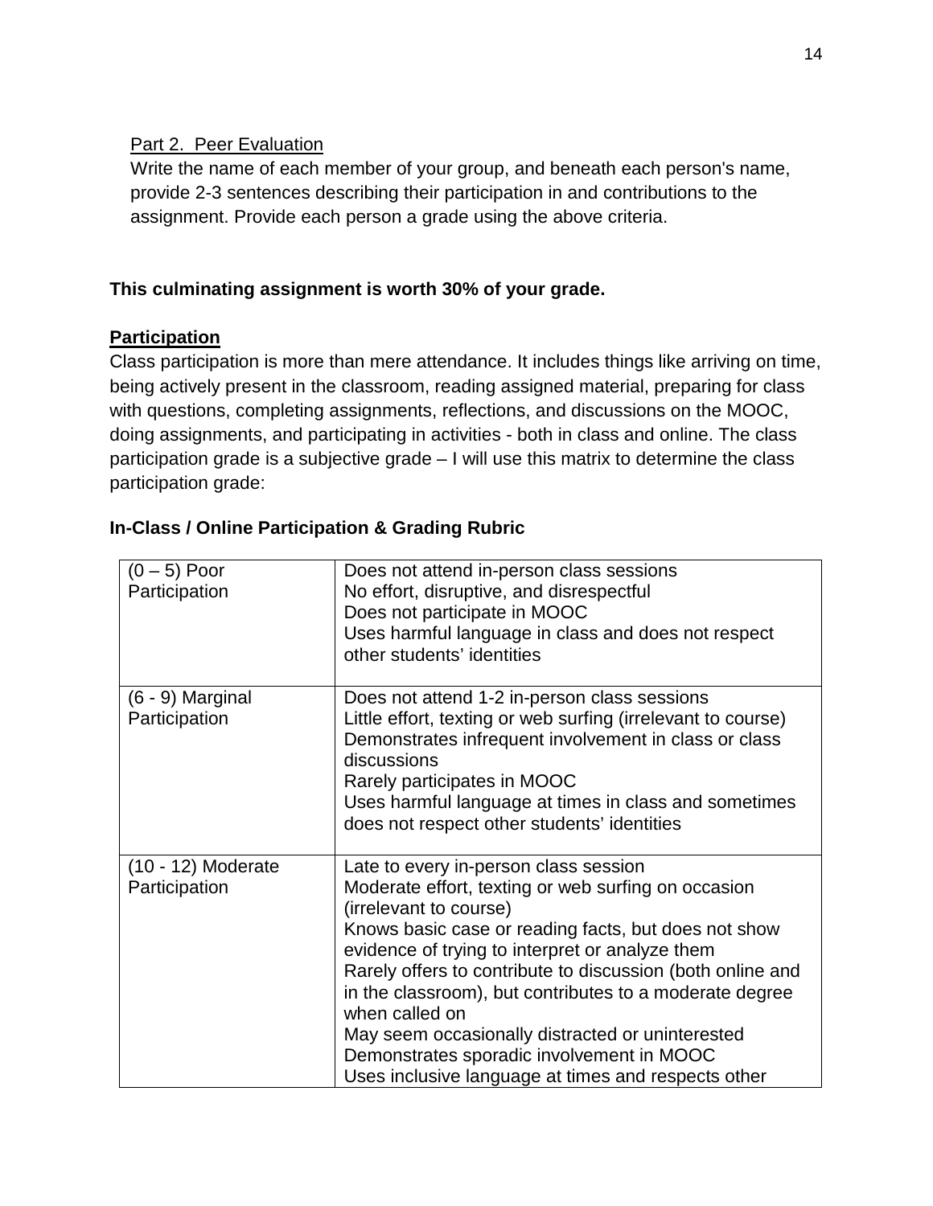Part 2. Peer Evaluation

Write the name of each member of your group, and beneath each person's name, provide 2-3 sentences describing their participation in and contributions to the assignment. Provide each person a grade using the above criteria.

**This culminating assignment is worth 30% of your grade.**

## Participation

Class participation is more than mere attendance. It includes things like arriving on time, being actively present in the classroom, reading assigned material, preparing for class with questions, completing assignments, reflections, and discussions on the MOOC, doing assignments, and participating in activities - both in class and online. The class participation grade is a subjective grade – I will use this matrix to determine the class participation grade:

### In-Class / Online Participation & Grading Rubric

| | |
|---|---|
| (0 – 5) Poor Participation | Does not attend in-person class sessions<br>No effort, disruptive, and disrespectful<br>Does not participate in MOOC<br>Uses harmful language in class and does not respect other students' identities |
| (6 - 9) Marginal Participation | Does not attend 1-2 in-person class sessions<br>Little effort, texting or web surfing (irrelevant to course)<br>Demonstrates infrequent involvement in class or class discussions<br>Rarely participates in MOOC<br>Uses harmful language at times in class and sometimes does not respect other students' identities |
| (10 - 12) Moderate Participation | Late to every in-person class session<br>Moderate effort, texting or web surfing on occasion (irrelevant to course)<br>Knows basic case or reading facts, but does not show evidence of trying to interpret or analyze them<br>Rarely offers to contribute to discussion (both online and in the classroom), but contributes to a moderate degree when called on<br>May seem occasionally distracted or uninterested<br>Demonstrates sporadic involvement in MOOC<br>Uses inclusive language at times and respects other |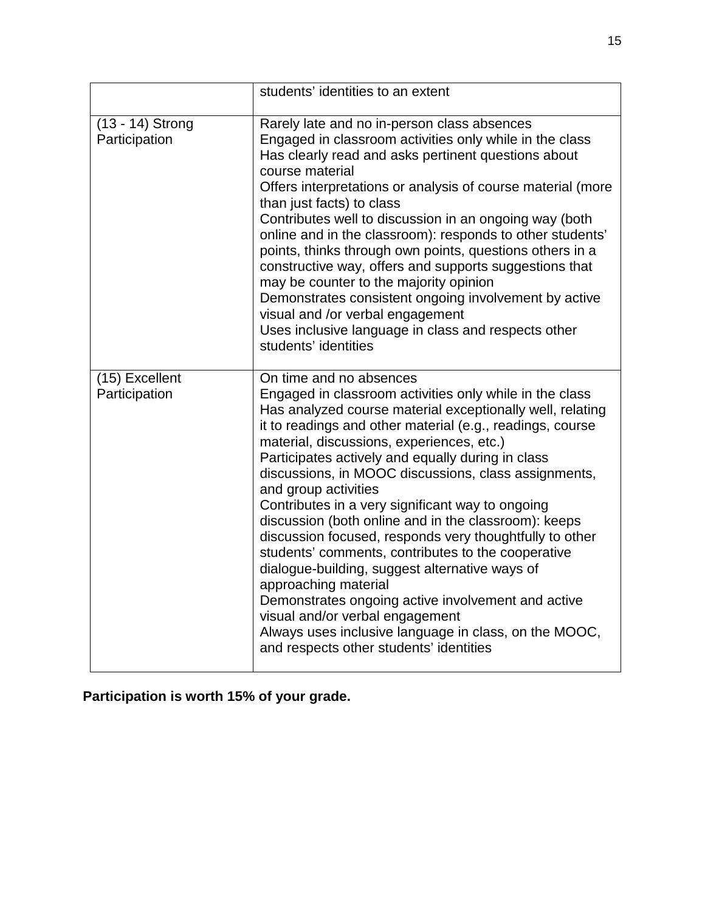| | |
|---|---|
| | students' identities to an extent |
| (13 - 14) Strong Participation | Rarely late and no in-person class absences<br>Engaged in classroom activities only while in the class<br>Has clearly read and asks pertinent questions about course material<br>Offers interpretations or analysis of course material (more than just facts) to class<br>Contributes well to discussion in an ongoing way (both online and in the classroom): responds to other students' points, thinks through own points, questions others in a constructive way, offers and supports suggestions that may be counter to the majority opinion<br>Demonstrates consistent ongoing involvement by active visual and /or verbal engagement<br>Uses inclusive language in class and respects other students' identities |
| (15) Excellent Participation | On time and no absences<br>Engaged in classroom activities only while in the class<br>Has analyzed course material exceptionally well, relating it to readings and other material (e.g., readings, course material, discussions, experiences, etc.)<br>Participates actively and equally during in class discussions, in MOOC discussions, class assignments, and group activities<br>Contributes in a very significant way to ongoing discussion (both online and in the classroom): keeps discussion focused, responds very thoughtfully to other students' comments, contributes to the cooperative dialogue-building, suggest alternative ways of approaching material<br>Demonstrates ongoing active involvement and active visual and/or verbal engagement<br>Always uses inclusive language in class, on the MOOC, and respects other students' identities |

**Participation is worth 15% of your grade.**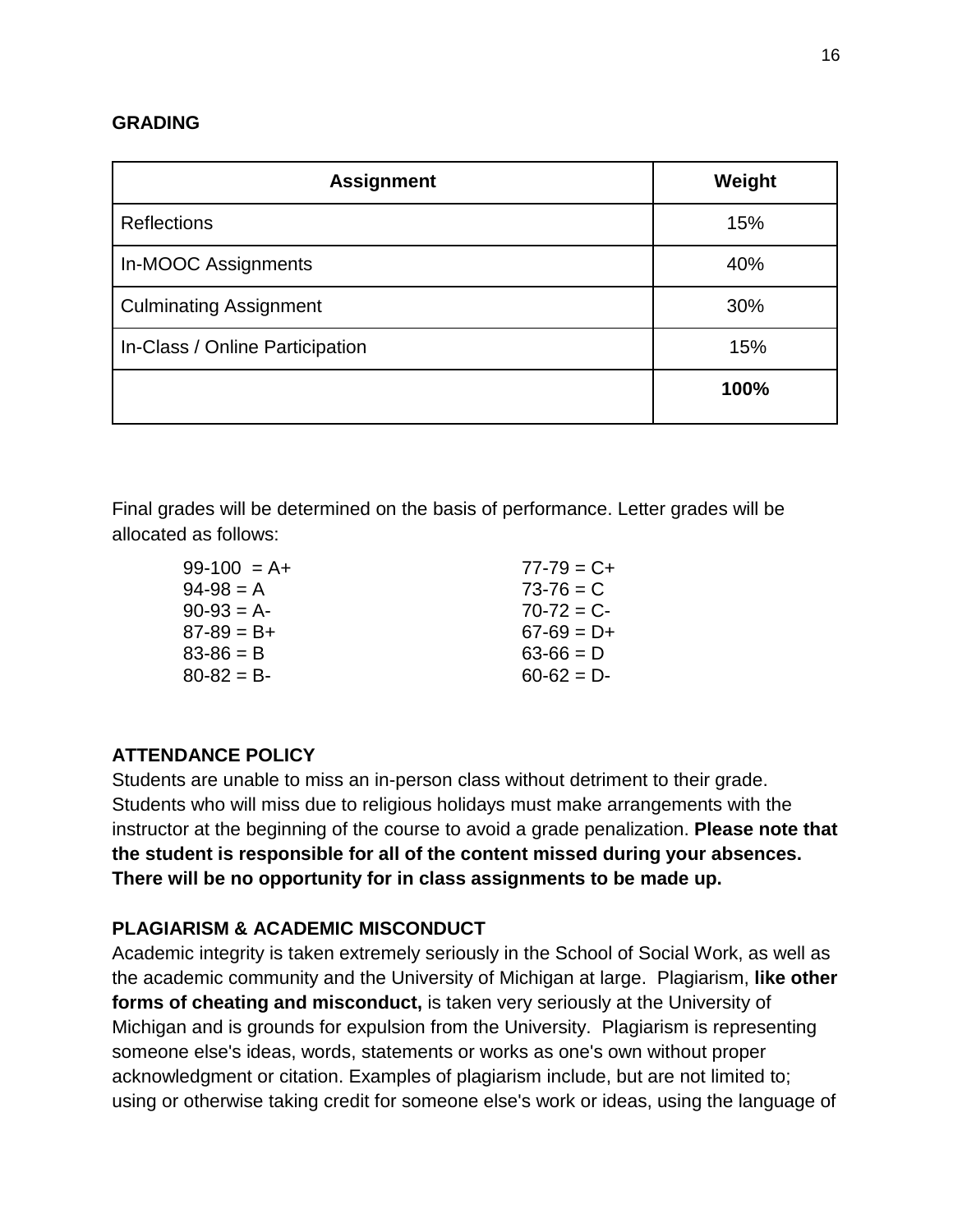**GRADING**

| Assignment | Weight |
|---|---|
| Reflections | 15% |
| In-MOOC Assignments | 40% |
| Culminating Assignment | 30% |
| In-Class / Online Participation | 15% |
| | **100%** |

Final grades will be determined on the basis of performance. Letter grades will be allocated as follows:

| | |
|---|---|
| 99-100 = A+ | 77-79 = C+ |
| 94-98 = A | 73-76 = C |
| 90-93 = A- | 70-72 = C- |
| 87-89 = B+ | 67-69 = D+ |
| 83-86 = B | 63-66 = D |
| 80-82 = B- | 60-62 = D- |

**ATTENDANCE POLICY**

Students are unable to miss an in-person class without detriment to their grade. Students who will miss due to religious holidays must make arrangements with the instructor at the beginning of the course to avoid a grade penalization. **Please note that the student is responsible for all of the content missed during your absences. There will be no opportunity for in class assignments to be made up.**

**PLAGIARISM & ACADEMIC MISCONDUCT**

Academic integrity is taken extremely seriously in the School of Social Work, as well as the academic community and the University of Michigan at large. Plagiarism, **like other forms of cheating and misconduct,** is taken very seriously at the University of Michigan and is grounds for expulsion from the University. Plagiarism is representing someone else's ideas, words, statements or works as one's own without proper acknowledgment or citation. Examples of plagiarism include, but are not limited to; using or otherwise taking credit for someone else's work or ideas, using the language of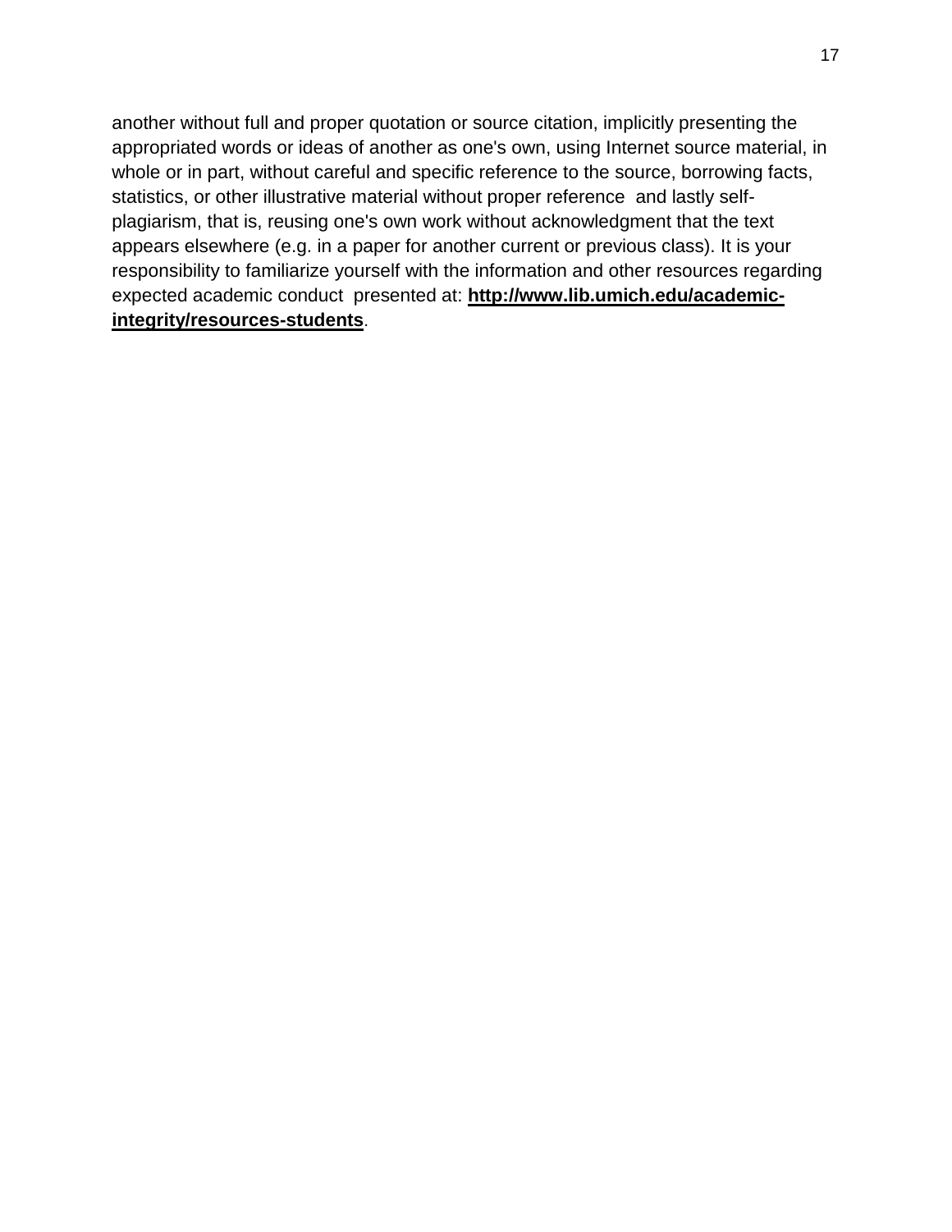another without full and proper quotation or source citation, implicitly presenting the appropriated words or ideas of another as one's own, using Internet source material, in whole or in part, without careful and specific reference to the source, borrowing facts, statistics, or other illustrative material without proper reference and lastly self-plagiarism, that is, reusing one's own work without acknowledgment that the text appears elsewhere (e.g. in a paper for another current or previous class). It is your responsibility to familiarize yourself with the information and other resources regarding expected academic conduct presented at: **http://www.lib.umich.edu/academic-integrity/resources-students**.